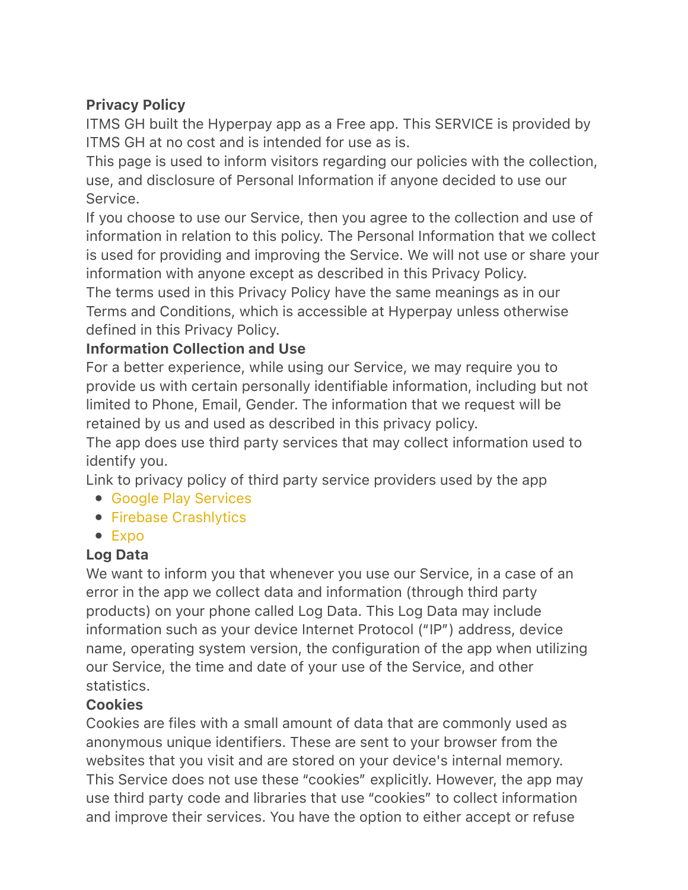**Privacy Policy**

ITMS GH built the Hyperpay app as a Free app. This SERVICE is provided by ITMS GH at no cost and is intended for use as is.

This page is used to inform visitors regarding our policies with the collection, use, and disclosure of Personal Information if anyone decided to use our Service.

If you choose to use our Service, then you agree to the collection and use of information in relation to this policy. The Personal Information that we collect is used for providing and improving the Service. We will not use or share your information with anyone except as described in this Privacy Policy.

The terms used in this Privacy Policy have the same meanings as in our Terms and Conditions, which is accessible at Hyperpay unless otherwise defined in this Privacy Policy.

**Information Collection and Use**

For a better experience, while using our Service, we may require you to provide us with certain personally identifiable information, including but not limited to Phone, Email, Gender. The information that we request will be retained by us and used as described in this privacy policy.

The app does use third party services that may collect information used to identify you.

Link to privacy policy of third party service providers used by the app

- Google Play Services
- Firebase Crashlytics
- Expo

**Log Data**

We want to inform you that whenever you use our Service, in a case of an error in the app we collect data and information (through third party products) on your phone called Log Data. This Log Data may include information such as your device Internet Protocol ("IP") address, device name, operating system version, the configuration of the app when utilizing our Service, the time and date of your use of the Service, and other statistics.

**Cookies**

Cookies are files with a small amount of data that are commonly used as anonymous unique identifiers. These are sent to your browser from the websites that you visit and are stored on your device's internal memory.

This Service does not use these "cookies" explicitly. However, the app may use third party code and libraries that use "cookies" to collect information and improve their services. You have the option to either accept or refuse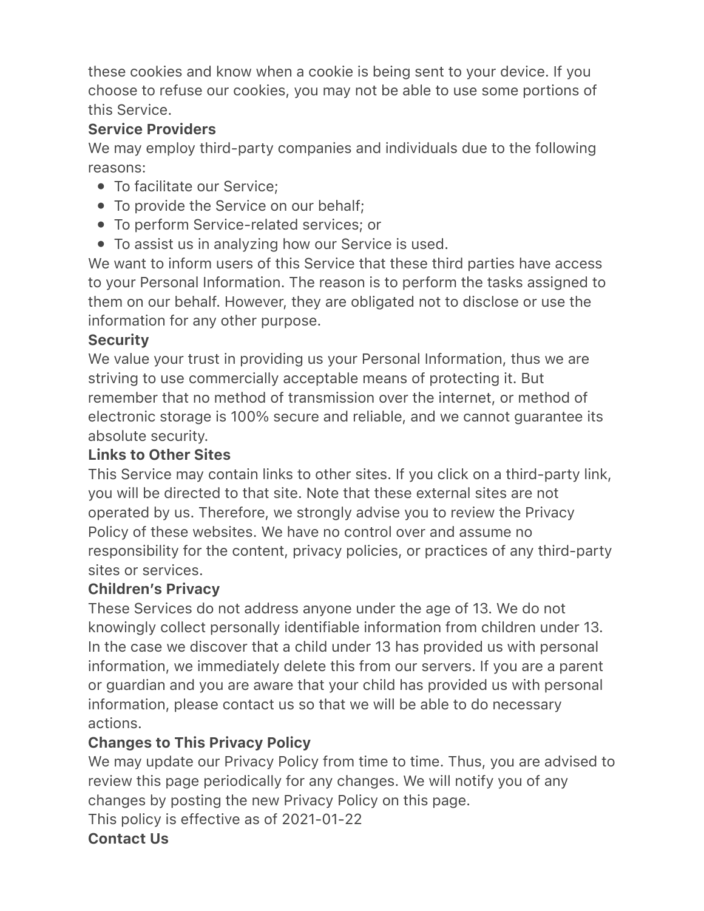these cookies and know when a cookie is being sent to your device. If you choose to refuse our cookies, you may not be able to use some portions of this Service.

**Service Providers**

We may employ third-party companies and individuals due to the following reasons:

- To facilitate our Service;
- To provide the Service on our behalf;
- To perform Service-related services; or
- To assist us in analyzing how our Service is used.

We want to inform users of this Service that these third parties have access to your Personal Information. The reason is to perform the tasks assigned to them on our behalf. However, they are obligated not to disclose or use the information for any other purpose.

**Security**

We value your trust in providing us your Personal Information, thus we are striving to use commercially acceptable means of protecting it. But remember that no method of transmission over the internet, or method of electronic storage is 100% secure and reliable, and we cannot guarantee its absolute security.

**Links to Other Sites**

This Service may contain links to other sites. If you click on a third-party link, you will be directed to that site. Note that these external sites are not operated by us. Therefore, we strongly advise you to review the Privacy Policy of these websites. We have no control over and assume no responsibility for the content, privacy policies, or practices of any third-party sites or services.

**Children's Privacy**

These Services do not address anyone under the age of 13. We do not knowingly collect personally identifiable information from children under 13. In the case we discover that a child under 13 has provided us with personal information, we immediately delete this from our servers. If you are a parent or guardian and you are aware that your child has provided us with personal information, please contact us so that we will be able to do necessary actions.

**Changes to This Privacy Policy**

We may update our Privacy Policy from time to time. Thus, you are advised to review this page periodically for any changes. We will notify you of any changes by posting the new Privacy Policy on this page.

This policy is effective as of 2021-01-22

**Contact Us**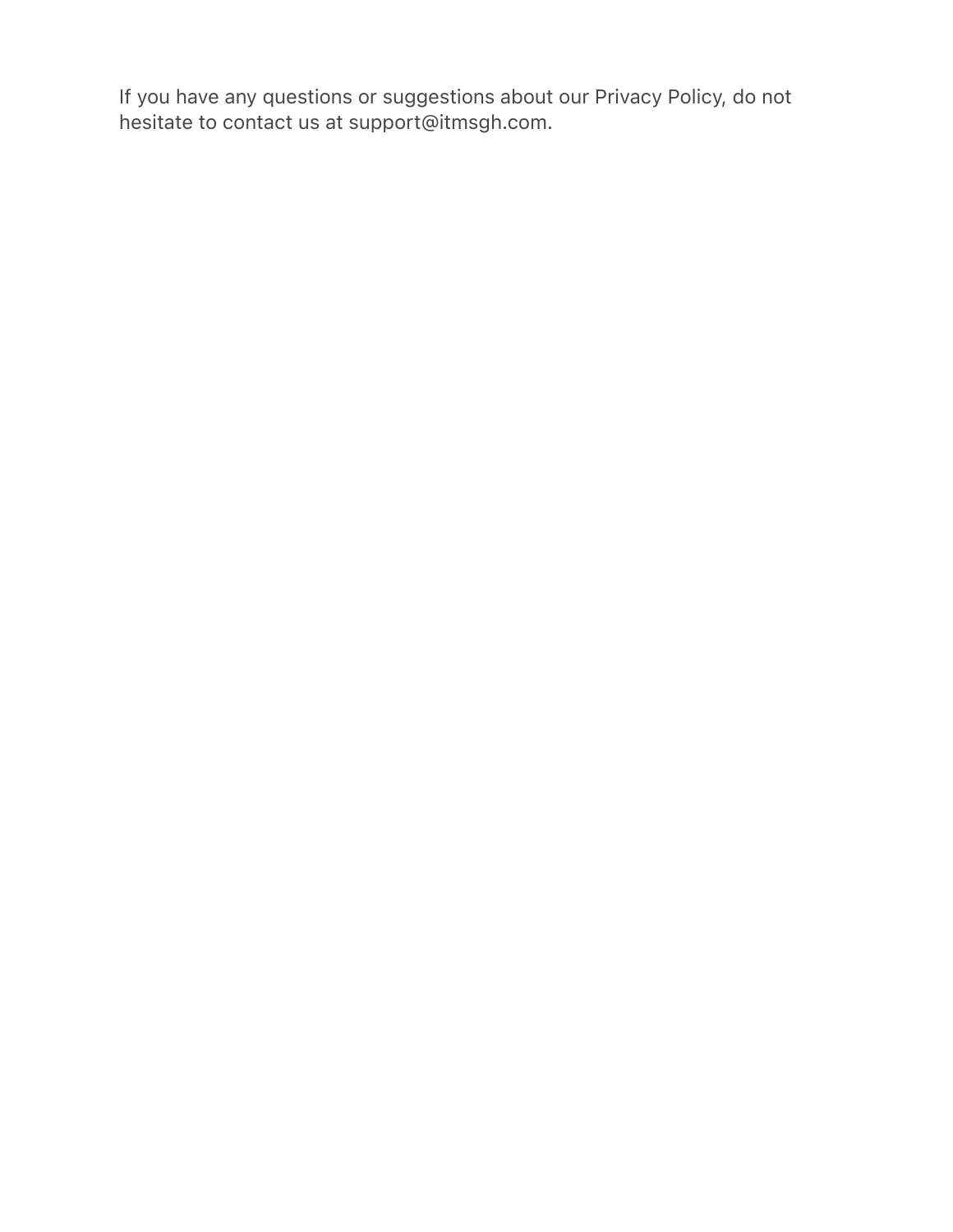If you have any questions or suggestions about our Privacy Policy, do not hesitate to contact us at support@itmsgh.com.